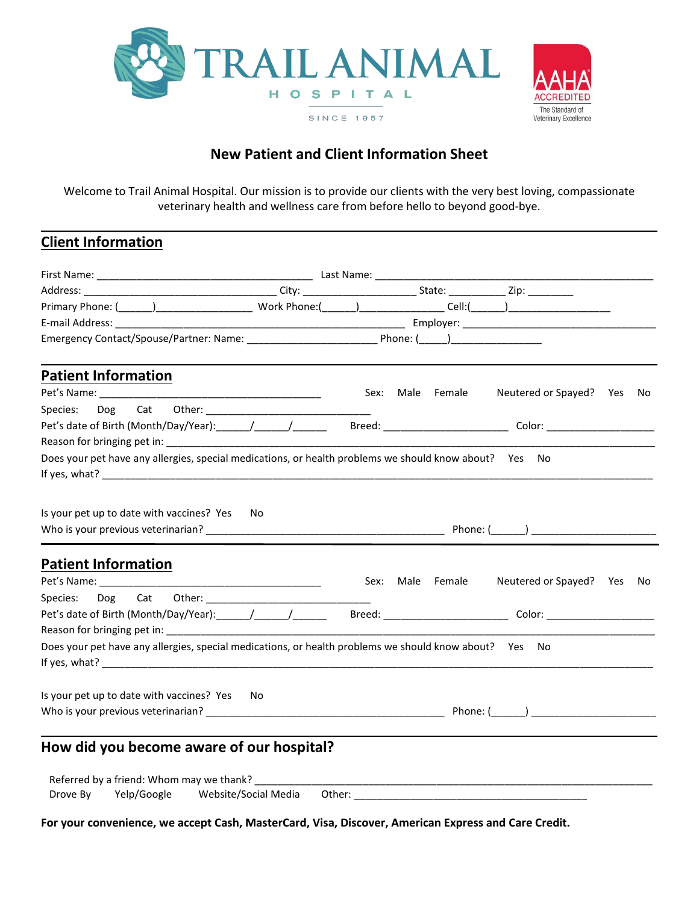# TRAIL ANIMAL HOSPITAL

SINCE 1957

AAHA ACCREDITED
The Standard of Veterinary Excellence

## New Patient and Client Information Sheet

Welcome to Trail Animal Hospital. Our mission is to provide our clients with the very best loving, compassionate veterinary health and wellness care from before hello to beyond good-bye.

## Client Information

First Name: ______________________________________ Last Name: ________________________________________________

Address: __________________________________ City: ___________________ State: __________ Zip: ________

Primary Phone: (______)_________________ Work Phone:(______)_______________ Cell:(______)__________________

E-mail Address: ____________________________________________________ Employer: _________________________________

Emergency Contact/Spouse/Partner: Name: ______________________ Phone: (_____)________________

## Patient Information

Pet's Name: ______________________________________ Sex: Male Female Neutered or Spayed? Yes No

Species: Dog Cat Other: ____________________________

Pet's date of Birth (Month/Day/Year):______/______/______ Breed: _____________________ Color: ___________________

Reason for bringing pet in: _________________________________________________________________________________

Does your pet have any allergies, special medications, or health problems we should know about? Yes No

If yes, what? ________________________________________________________________________________________________

Is your pet up to date with vaccines? Yes No

Who is your previous veterinarian? ________________________________________ Phone: (______) _____________________

## Patient Information

Pet's Name: ______________________________________ Sex: Male Female Neutered or Spayed? Yes No

Species: Dog Cat Other: ____________________________

Pet's date of Birth (Month/Day/Year):______/______/______ Breed: _____________________ Color: ___________________

Reason for bringing pet in: _________________________________________________________________________________

Does your pet have any allergies, special medications, or health problems we should know about? Yes No

If yes, what? ________________________________________________________________________________________________

Is your pet up to date with vaccines? Yes No

Who is your previous veterinarian? ________________________________________ Phone: (______) _____________________

## How did you become aware of our hospital?

Referred by a friend: Whom may we thank? __________________________________________________________________

Drove By Yelp/Google Website/Social Media Other: ________________________________________

**For your convenience, we accept Cash, MasterCard, Visa, Discover, American Express and Care Credit.**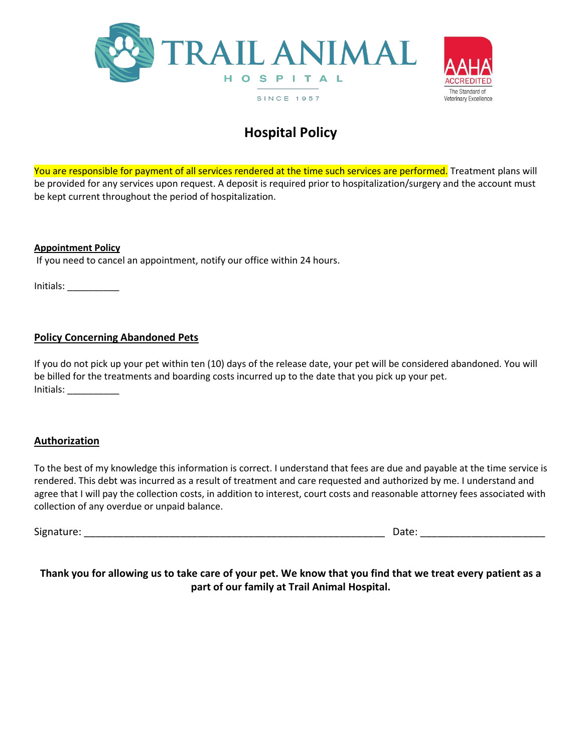TRAIL ANIMAL HOSPITAL

SINCE 1957

AAHA ACCREDITED The Standard of Veterinary Excellence

# Hospital Policy

You are responsible for payment of all services rendered at the time such services are performed. Treatment plans will be provided for any services upon request. A deposit is required prior to hospitalization/surgery and the account must be kept current throughout the period of hospitalization.

**Appointment Policy**

If you need to cancel an appointment, notify our office within 24 hours.

Initials: __________

**Policy Concerning Abandoned Pets**

If you do not pick up your pet within ten (10) days of the release date, your pet will be considered abandoned. You will be billed for the treatments and boarding costs incurred up to the date that you pick up your pet.

Initials: __________

**Authorization**

To the best of my knowledge this information is correct. I understand that fees are due and payable at the time service is rendered. This debt was incurred as a result of treatment and care requested and authorized by me. I understand and agree that I will pay the collection costs, in addition to interest, court costs and reasonable attorney fees associated with collection of any overdue or unpaid balance.

Signature: ________________________________________________________ Date: ______________________

**Thank you for allowing us to take care of your pet. We know that you find that we treat every patient as a part of our family at Trail Animal Hospital.**